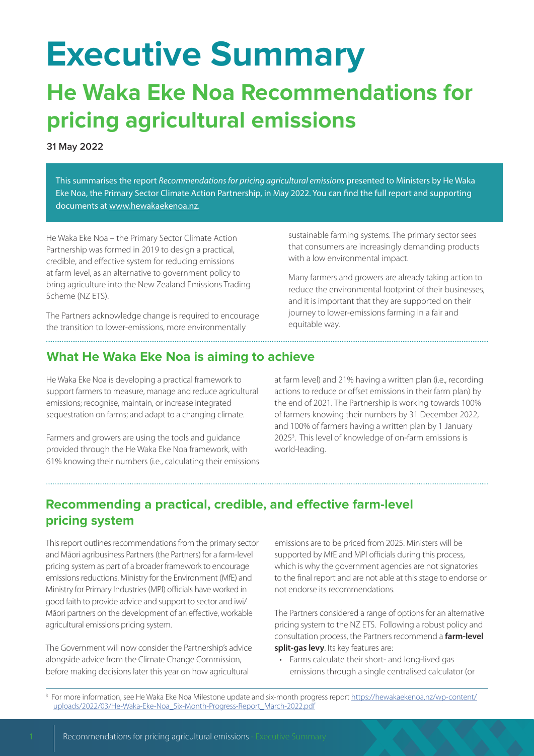# Executive Summary

## He Waka Eke Noa Recommendations for pricing agricultural emissions

**31 May 2022**

This summarises the report *Recommendations for pricing agricultural emissions* presented to Ministers by He Waka Eke Noa, the Primary Sector Climate Action Partnership, in May 2022. You can find the full report and supporting documents at www.hewakaekenoa.nz.

He Waka Eke Noa – the Primary Sector Climate Action Partnership was formed in 2019 to design a practical, credible, and effective system for reducing emissions at farm level, as an alternative to government policy to bring agriculture into the New Zealand Emissions Trading Scheme (NZ ETS).

The Partners acknowledge change is required to encourage the transition to lower-emissions, more environmentally sustainable farming systems. The primary sector sees that consumers are increasingly demanding products with a low environmental impact.

Many farmers and growers are already taking action to reduce the environmental footprint of their businesses, and it is important that they are supported on their journey to lower-emissions farming in a fair and equitable way.

### What He Waka Eke Noa is aiming to achieve

He Waka Eke Noa is developing a practical framework to support farmers to measure, manage and reduce agricultural emissions; recognise, maintain, or increase integrated sequestration on farms; and adapt to a changing climate.

Farmers and growers are using the tools and guidance provided through the He Waka Eke Noa framework, with 61% knowing their numbers (i.e., calculating their emissions at farm level) and 21% having a written plan (i.e., recording actions to reduce or offset emissions in their farm plan) by the end of 2021. The Partnership is working towards 100% of farmers knowing their numbers by 31 December 2022, and 100% of farmers having a written plan by 1 January 2025[3]. This level of knowledge of on-farm emissions is world-leading.

### Recommending a practical, credible, and effective farm-level pricing system

This report outlines recommendations from the primary sector and Māori agribusiness Partners (the Partners) for a farm-level pricing system as part of a broader framework to encourage emissions reductions. Ministry for the Environment (MfE) and Ministry for Primary Industries (MPI) officials have worked in good faith to provide advice and support to sector and iwi/Māori partners on the development of an effective, workable agricultural emissions pricing system.

The Government will now consider the Partnership's advice alongside advice from the Climate Change Commission, before making decisions later this year on how agricultural emissions are to be priced from 2025. Ministers will be supported by MfE and MPI officials during this process, which is why the government agencies are not signatories to the final report and are not able at this stage to endorse or not endorse its recommendations.

The Partners considered a range of options for an alternative pricing system to the NZ ETS. Following a robust policy and consultation process, the Partners recommend a **farm-level split-gas levy**. Its key features are:

- Farms calculate their short- and long-lived gas emissions through a single centralised calculator (or

[3] For more information, see He Waka Eke Noa Milestone update and six-month progress report https://hewakaekenoa.nz/wp-content/uploads/2022/03/He-Waka-Eke-Noa_Six-Month-Progress-Report_March-2022.pdf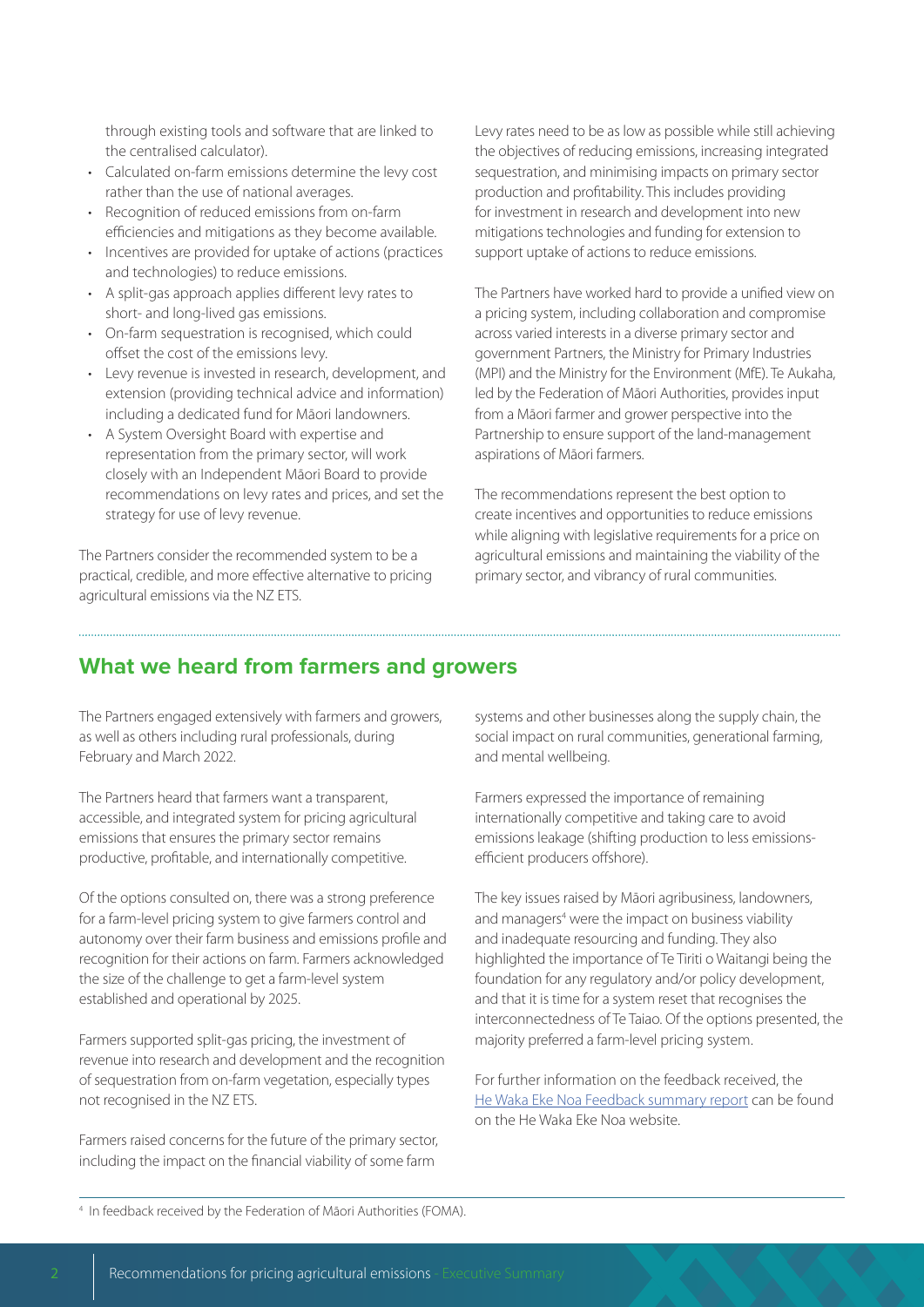through existing tools and software that are linked to the centralised calculator).

- Calculated on-farm emissions determine the levy cost rather than the use of national averages.
- Recognition of reduced emissions from on-farm efficiencies and mitigations as they become available.
- Incentives are provided for uptake of actions (practices and technologies) to reduce emissions.
- A split-gas approach applies different levy rates to short- and long-lived gas emissions.
- On-farm sequestration is recognised, which could offset the cost of the emissions levy.
- Levy revenue is invested in research, development, and extension (providing technical advice and information) including a dedicated fund for Māori landowners.
- A System Oversight Board with expertise and representation from the primary sector, will work closely with an Independent Māori Board to provide recommendations on levy rates and prices, and set the strategy for use of levy revenue.

The Partners consider the recommended system to be a practical, credible, and more effective alternative to pricing agricultural emissions via the NZ ETS.

Levy rates need to be as low as possible while still achieving the objectives of reducing emissions, increasing integrated sequestration, and minimising impacts on primary sector production and profitability. This includes providing for investment in research and development into new mitigations technologies and funding for extension to support uptake of actions to reduce emissions.

The Partners have worked hard to provide a unified view on a pricing system, including collaboration and compromise across varied interests in a diverse primary sector and government Partners, the Ministry for Primary Industries (MPI) and the Ministry for the Environment (MfE). Te Aukaha, led by the Federation of Māori Authorities, provides input from a Māori farmer and grower perspective into the Partnership to ensure support of the land-management aspirations of Māori farmers.

The recommendations represent the best option to create incentives and opportunities to reduce emissions while aligning with legislative requirements for a price on agricultural emissions and maintaining the viability of the primary sector, and vibrancy of rural communities.

## What we heard from farmers and growers

The Partners engaged extensively with farmers and growers, as well as others including rural professionals, during February and March 2022.

The Partners heard that farmers want a transparent, accessible, and integrated system for pricing agricultural emissions that ensures the primary sector remains productive, profitable, and internationally competitive.

Of the options consulted on, there was a strong preference for a farm-level pricing system to give farmers control and autonomy over their farm business and emissions profile and recognition for their actions on farm. Farmers acknowledged the size of the challenge to get a farm-level system established and operational by 2025.

Farmers supported split-gas pricing, the investment of revenue into research and development and the recognition of sequestration from on-farm vegetation, especially types not recognised in the NZ ETS.

Farmers raised concerns for the future of the primary sector, including the impact on the financial viability of some farm systems and other businesses along the supply chain, the social impact on rural communities, generational farming, and mental wellbeing.

Farmers expressed the importance of remaining internationally competitive and taking care to avoid emissions leakage (shifting production to less emissions-efficient producers offshore).

The key issues raised by Māori agribusiness, landowners, and managers[4] were the impact on business viability and inadequate resourcing and funding. They also highlighted the importance of Te Tiriti o Waitangi being the foundation for any regulatory and/or policy development, and that it is time for a system reset that recognises the interconnectedness of Te Taiao. Of the options presented, the majority preferred a farm-level pricing system.

For further information on the feedback received, the He Waka Eke Noa Feedback summary report can be found on the He Waka Eke Noa website.

[4] In feedback received by the Federation of Māori Authorities (FOMA).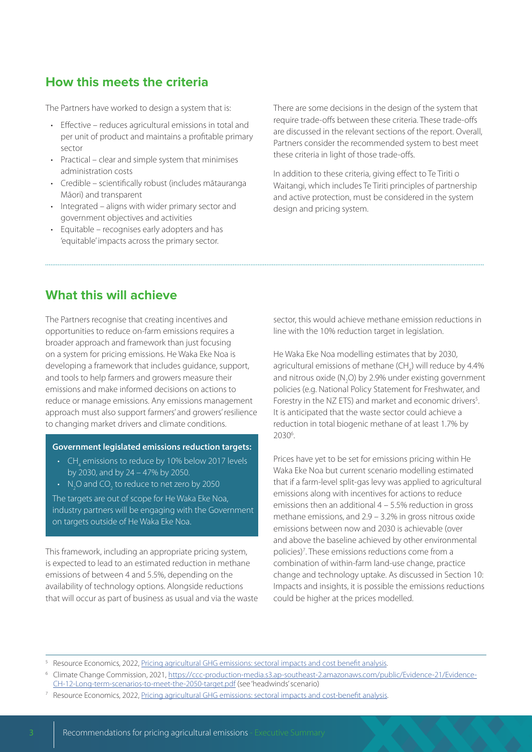## How this meets the criteria

The Partners have worked to design a system that is:

- Effective – reduces agricultural emissions in total and per unit of product and maintains a profitable primary sector
- Practical – clear and simple system that minimises administration costs
- Credible – scientifically robust (includes mātauranga Māori) and transparent
- Integrated – aligns with wider primary sector and government objectives and activities
- Equitable – recognises early adopters and has 'equitable' impacts across the primary sector.

There are some decisions in the design of the system that require trade-offs between these criteria. These trade-offs are discussed in the relevant sections of the report. Overall, Partners consider the recommended system to best meet these criteria in light of those trade-offs.

In addition to these criteria, giving effect to Te Tiriti o Waitangi, which includes Te Tiriti principles of partnership and active protection, must be considered in the system design and pricing system.

## What this will achieve

The Partners recognise that creating incentives and opportunities to reduce on-farm emissions requires a broader approach and framework than just focusing on a system for pricing emissions. He Waka Eke Noa is developing a framework that includes guidance, support, and tools to help farmers and growers measure their emissions and make informed decisions on actions to reduce or manage emissions. Any emissions management approach must also support farmers' and growers' resilience to changing market drivers and climate conditions.

**Government legislated emissions reduction targets:**

- $CH_4$ emissions to reduce by 10% below 2017 levels by 2030, and by 24 – 47% by 2050.
- $N_2O$ and $CO_2$ to reduce to net zero by 2050

The targets are out of scope for He Waka Eke Noa, industry partners will be engaging with the Government on targets outside of He Waka Eke Noa.

This framework, including an appropriate pricing system, is expected to lead to an estimated reduction in methane emissions of between 4 and 5.5%, depending on the availability of technology options. Alongside reductions that will occur as part of business as usual and via the waste sector, this would achieve methane emission reductions in line with the 10% reduction target in legislation.

He Waka Eke Noa modelling estimates that by 2030, agricultural emissions of methane ($CH_4$) will reduce by 4.4% and nitrous oxide ($N_2O$) by 2.9% under existing government policies (e.g. National Policy Statement for Freshwater, and Forestry in the NZ ETS) and market and economic drivers[5]. It is anticipated that the waste sector could achieve a reduction in total biogenic methane of at least 1.7% by 2030[6].

Prices have yet to be set for emissions pricing within He Waka Eke Noa but current scenario modelling estimated that if a farm-level split-gas levy was applied to agricultural emissions along with incentives for actions to reduce emissions then an additional 4 – 5.5% reduction in gross methane emissions, and 2.9 – 3.2% in gross nitrous oxide emissions between now and 2030 is achievable (over and above the baseline achieved by other environmental policies)[7]. These emissions reductions come from a combination of within-farm land-use change, practice change and technology uptake. As discussed in Section 10: Impacts and insights, it is possible the emissions reductions could be higher at the prices modelled.

---

[5] Resource Economics, 2022, Pricing agricultural GHG emissions: sectoral impacts and cost benefit analysis.

[6] Climate Change Commission, 2021, https://ccc-production-media.s3.ap-southeast-2.amazonaws.com/public/Evidence-21/Evidence-CH-12-Long-term-scenarios-to-meet-the-2050-target.pdf (see 'headwinds' scenario)

[7] Resource Economics, 2022, Pricing agricultural GHG emissions: sectoral impacts and cost-benefit analysis.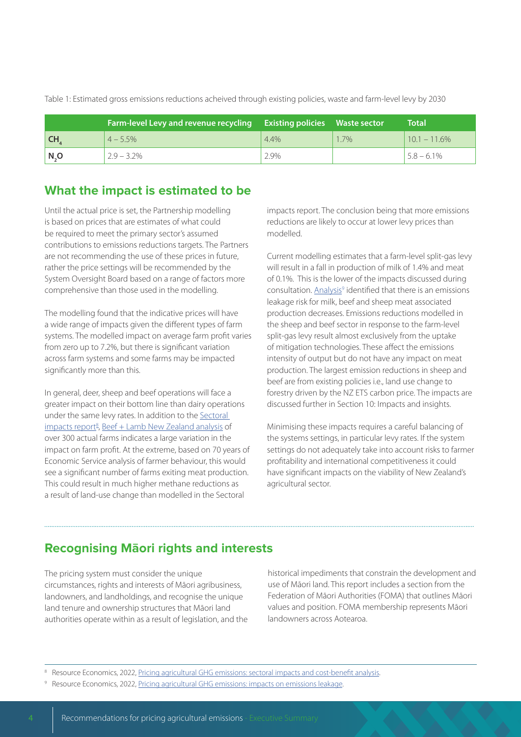Table 1: Estimated gross emissions reductions acheived through existing policies, waste and farm-level levy by 2030

| | Farm-level Levy and revenue recycling | Existing policies | Waste sector | Total |
|---|---|---|---|---|
| $CH_4$ | 4 – 5.5% | 4.4% | 1.7% | 10.1 – 11.6% |
| $N_2O$ | 2.9 – 3.2% | 2.9% | | 5.8 – 6.1% |

## What the impact is estimated to be

Until the actual price is set, the Partnership modelling is based on prices that are estimates of what could be required to meet the primary sector's assumed contributions to emissions reductions targets. The Partners are not recommending the use of these prices in future, rather the price settings will be recommended by the System Oversight Board based on a range of factors more comprehensive than those used in the modelling.

The modelling found that the indicative prices will have a wide range of impacts given the different types of farm systems. The modelled impact on average farm profit varies from zero up to 7.2%, but there is significant variation across farm systems and some farms may be impacted significantly more than this.

In general, deer, sheep and beef operations will face a greater impact on their bottom line than dairy operations under the same levy rates. In addition to the Sectoral impacts report[8], Beef + Lamb New Zealand analysis of over 300 actual farms indicates a large variation in the impact on farm profit. At the extreme, based on 70 years of Economic Service analysis of farmer behaviour, this would see a significant number of farms exiting meat production. This could result in much higher methane reductions as a result of land-use change than modelled in the Sectoral impacts report. The conclusion being that more emissions reductions are likely to occur at lower levy prices than modelled.

Current modelling estimates that a farm-level split-gas levy will result in a fall in production of milk of 1.4% and meat of 0.1%. This is the lower of the impacts discussed during consultation. Analysis[9] identified that there is an emissions leakage risk for milk, beef and sheep meat associated production decreases. Emissions reductions modelled in the sheep and beef sector in response to the farm-level split-gas levy result almost exclusively from the uptake of mitigation technologies. These affect the emissions intensity of output but do not have any impact on meat production. The largest emission reductions in sheep and beef are from existing policies i.e., land use change to forestry driven by the NZ ETS carbon price. The impacts are discussed further in Section 10: Impacts and insights.

Minimising these impacts requires a careful balancing of the systems settings, in particular levy rates. If the system settings do not adequately take into account risks to farmer profitability and international competitiveness it could have significant impacts on the viability of New Zealand's agricultural sector.

## Recognising Māori rights and interests

The pricing system must consider the unique circumstances, rights and interests of Māori agribusiness, landowners, and landholdings, and recognise the unique land tenure and ownership structures that Māori land authorities operate within as a result of legislation, and the historical impediments that constrain the development and use of Māori land. This report includes a section from the Federation of Māori Authorities (FOMA) that outlines Māori values and position. FOMA membership represents Māori landowners across Aotearoa.

[8] Resource Economics, 2022, Pricing agricultural GHG emissions: sectoral impacts and cost-benefit analysis.

[9] Resource Economics, 2022, Pricing agricultural GHG emissions: impacts on emissions leakage.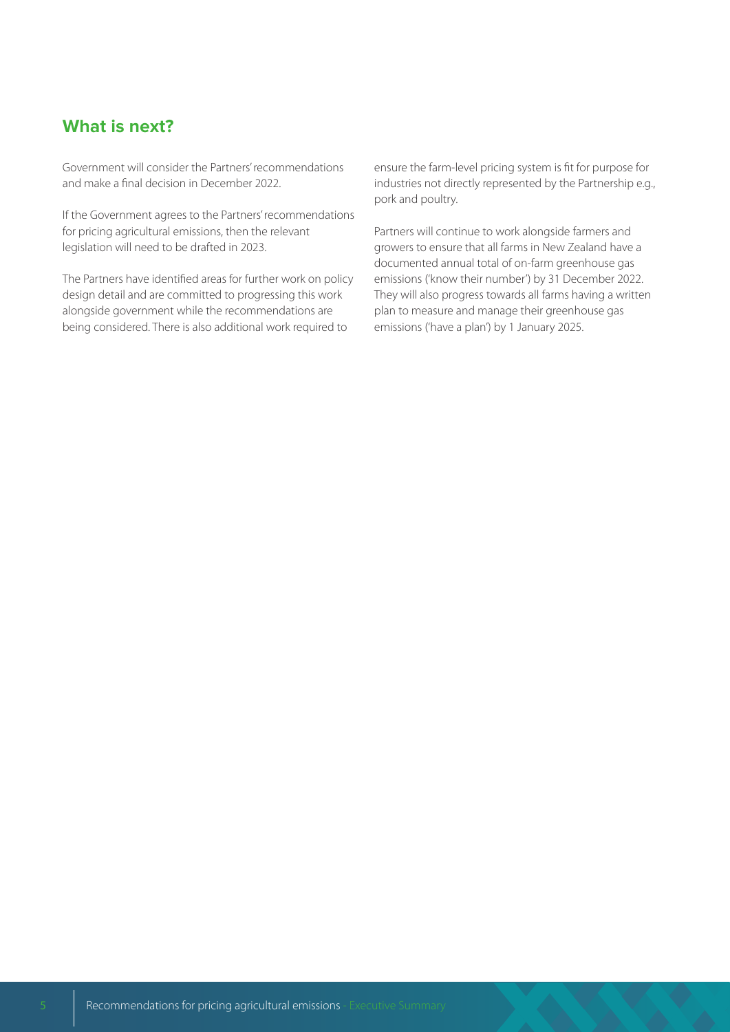## What is next?

Government will consider the Partners' recommendations and make a final decision in December 2022.

If the Government agrees to the Partners' recommendations for pricing agricultural emissions, then the relevant legislation will need to be drafted in 2023.

The Partners have identified areas for further work on policy design detail and are committed to progressing this work alongside government while the recommendations are being considered. There is also additional work required to ensure the farm-level pricing system is fit for purpose for industries not directly represented by the Partnership e.g., pork and poultry.

Partners will continue to work alongside farmers and growers to ensure that all farms in New Zealand have a documented annual total of on-farm greenhouse gas emissions ('know their number') by 31 December 2022. They will also progress towards all farms having a written plan to measure and manage their greenhouse gas emissions ('have a plan') by 1 January 2025.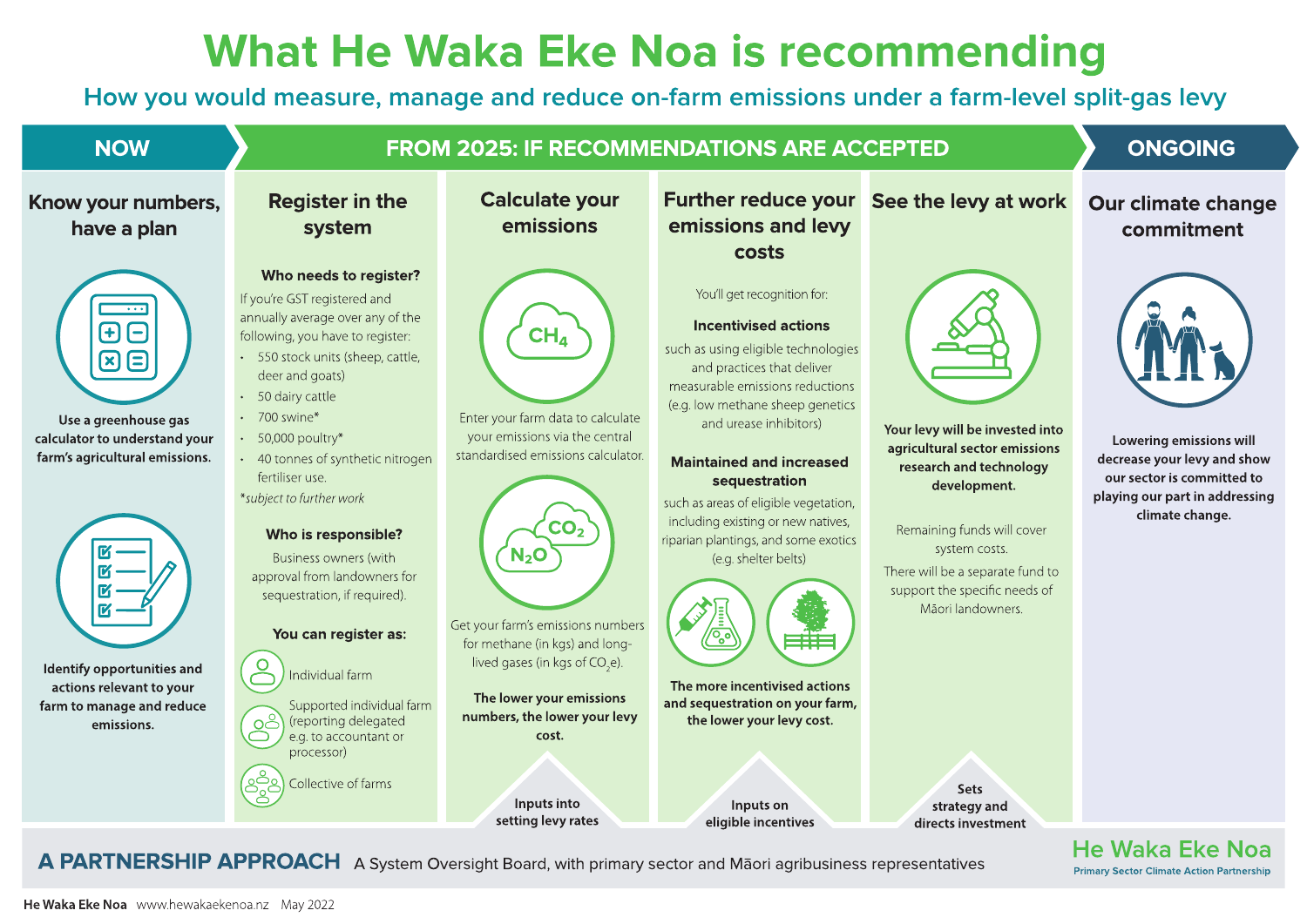# What He Waka Eke Noa is recommending

## How you would measure, manage and reduce on-farm emissions under a farm-level split-gas levy

## NOW

### Know your numbers, have a plan

**Use a greenhouse gas calculator to understand your farm's agricultural emissions.**

**Identify opportunities and actions relevant to your farm to manage and reduce emissions.**

## FROM 2025: IF RECOMMENDATIONS ARE ACCEPTED

### Register in the system

**Who needs to register?**

If you're GST registered and annually average over any of the following, you have to register:

- 550 stock units (sheep, cattle, deer and goats)
- 50 dairy cattle
- 700 swine*
- 50,000 poultry*
- 40 tonnes of synthetic nitrogen fertiliser use.

*subject to further work*

**Who is responsible?**

Business owners (with approval from landowners for sequestration, if required).

**You can register as:**

- Individual farm
- Supported individual farm (reporting delegated e.g. to accountant or processor)
- Collective of farms

### Calculate your emissions

$CH_4$

Enter your farm data to calculate your emissions via the central standardised emissions calculator.

$CO_2$ $N_2O$

Get your farm's emissions numbers for methane (in kgs) and long-lived gases (in kgs of $CO_2e$).

**The lower your emissions numbers, the lower your levy cost.**

**Inputs into setting levy rates**

### Further reduce your emissions and levy costs

You'll get recognition for:

**Incentivised actions**

such as using eligible technologies and practices that deliver measurable emissions reductions (e.g. low methane sheep genetics and urease inhibitors)

**Maintained and increased sequestration**

such as areas of eligible vegetation, including existing or new natives, riparian plantings, and some exotics (e.g. shelter belts)

**The more incentivised actions and sequestration on your farm, the lower your levy cost.**

**Inputs on eligible incentives**

### See the levy at work

**Your levy will be invested into agricultural sector emissions research and technology development.**

Remaining funds will cover system costs.

There will be a separate fund to support the specific needs of Māori landowners.

**Sets strategy and directs investment**

## ONGOING

### Our climate change commitment

**Lowering emissions will decrease your levy and show our sector is committed to playing our part in addressing climate change.**

**A PARTNERSHIP APPROACH** A System Oversight Board, with primary sector and Māori agribusiness representatives

**He Waka Eke Noa**
Primary Sector Climate Action Partnership

He Waka Eke Noa www.hewakaekenoa.nz May 2022